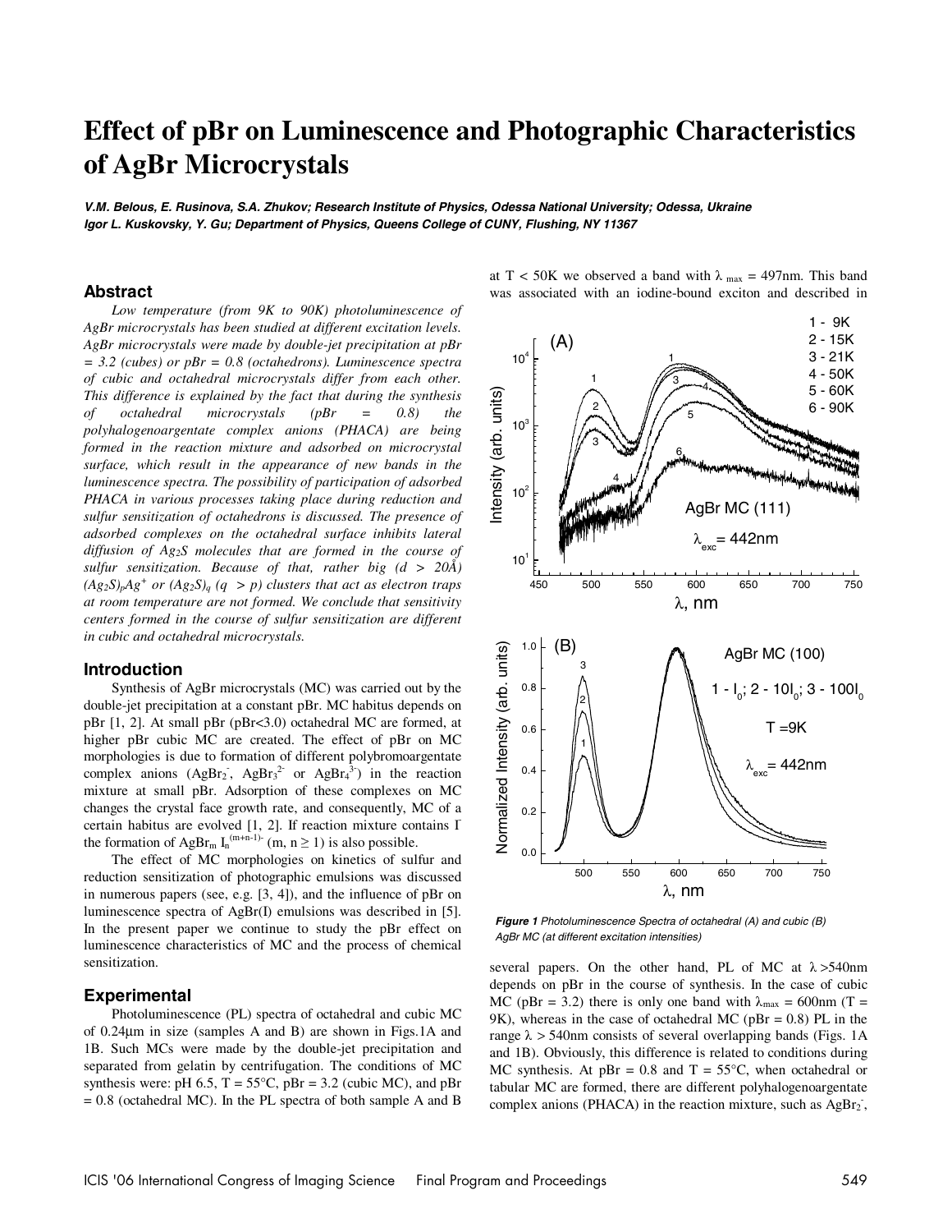# Effect of pBr on Luminescence and Photographic Characteristics of AgBr Microcrystals

***V.M. Belous, E. Rusinova, S.A. Zhukov; Research Institute of Physics, Odessa National University; Odessa, Ukraine***
***Igor L. Kuskovsky, Y. Gu; Department of Physics, Queens College of CUNY, Flushing, NY 11367***

## Abstract

*Low temperature (from 9K to 90K) photoluminescence of AgBr microcrystals has been studied at different excitation levels. AgBr microcrystals were made by double-jet precipitation at pBr = 3.2 (cubes) or pBr = 0.8 (octahedrons). Luminescence spectra of cubic and octahedral microcrystals differ from each other. This difference is explained by the fact that during the synthesis of octahedral microcrystals (pBr = 0.8) the polyhalogenoargentate complex anions (PHACA) are being formed in the reaction mixture and adsorbed on microcrystal surface, which result in the appearance of new bands in the luminescence spectra. The possibility of participation of adsorbed PHACA in various processes taking place during reduction and sulfur sensitization of octahedrons is discussed. The presence of adsorbed complexes on the octahedral surface inhibits lateral diffusion of $Ag_2S$ molecules that are formed in the course of sulfur sensitization. Because of that, rather big ($d$ > 20Å) $(Ag_2S)_pAg^+$ or $(Ag_2S)_q$ ($q$ > $p$) clusters that act as electron traps at room temperature are not formed. We conclude that sensitivity centers formed in the course of sulfur sensitization are different in cubic and octahedral microcrystals.*

## Introduction

Synthesis of AgBr microcrystals (MC) was carried out by the double-jet precipitation at a constant pBr. MC habitus depends on pBr [1, 2]. At small pBr (pBr<3.0) octahedral MC are formed, at higher pBr cubic MC are created. The effect of pBr on MC morphologies is due to formation of different polybromoargentate complex anions ($AgBr_2^-$, $AgBr_3^{2-}$ or $AgBr_4^{3-}$) in the reaction mixture at small pBr. Adsorption of these complexes on MC changes the crystal face growth rate, and consequently, MC of a certain habitus are evolved [1, 2]. If reaction mixture contains $I^-$ the formation of $AgBr_m I_n^{(m+n-1)-}$ (m, n ≥ 1) is also possible.

The effect of MC morphologies on kinetics of sulfur and reduction sensitization of photographic emulsions was discussed in numerous papers (see, e.g. [3, 4]), and the influence of pBr on luminescence spectra of AgBr(I) emulsions was described in [5]. In the present paper we continue to study the pBr effect on luminescence characteristics of MC and the process of chemical sensitization.

## Experimental

Photoluminescence (PL) spectra of octahedral and cubic MC of 0.24μm in size (samples A and B) are shown in Figs.1A and 1B. Such MCs were made by the double-jet precipitation and separated from gelatin by centrifugation. The conditions of MC synthesis were: pH 6.5, T = 55°C, pBr = 3.2 (cubic MC), and pBr = 0.8 (octahedral MC). In the PL spectra of both sample A and B at T < 50K we observed a band with $\lambda_{max}$ = 497nm. This band was associated with an iodine-bound exciton and described in several papers. On the other hand, PL of MC at λ >540nm depends on pBr in the course of synthesis. In the case of cubic MC (pBr = 3.2) there is only one band with $\lambda_{max}$ = 600nm (T = 9K), whereas in the case of octahedral MC (pBr = 0.8) PL in the range λ > 540nm consists of several overlapping bands (Figs. 1A and 1B). Obviously, this difference is related to conditions during MC synthesis. At pBr = 0.8 and T = 55°C, when octahedral or tabular MC are formed, there are different polyhalogenoargentate complex anions (PHACA) in the reaction mixture, such as $AgBr_2^-$,

***Figure 1** Photoluminescence Spectra of octahedral (A) and cubic (B) AgBr MC (at different excitation intensities)*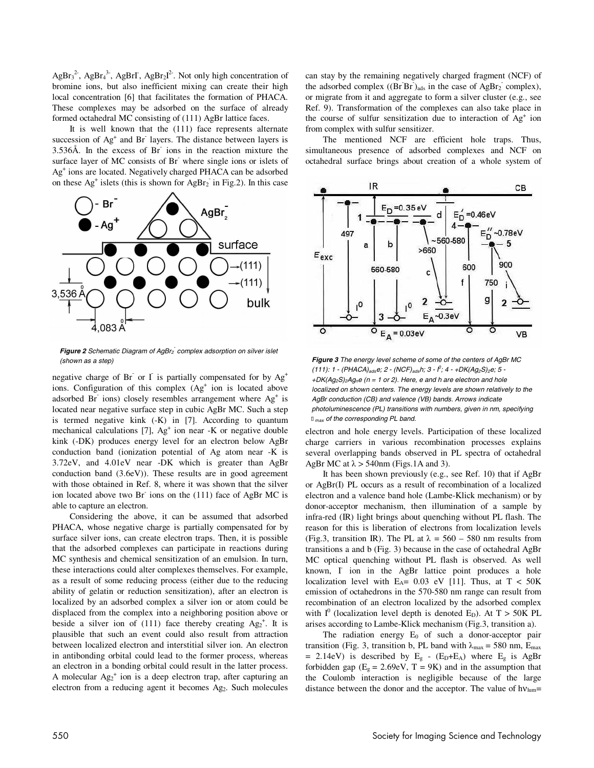$AgBr_3^{2-}$, $AgBr_4^{3-}$, $AgBrI^-$, $AgBr_2I^{2-}$. Not only high concentration of bromine ions, but also inefficient mixing can create their high local concentration [6] that facilitates the formation of PHACA. These complexes may be adsorbed on the surface of already formed octahedral MC consisting of (111) AgBr lattice faces.

It is well known that the (111) face represents alternate succession of $Ag^+$ and $Br^-$ layers. The distance between layers is 3.536Å. In the excess of $Br^-$ ions in the reaction mixture the surface layer of MC consists of $Br^-$ where single ions or islets of $Ag^+$ ions are located. Negatively charged PHACA can be adsorbed on these $Ag^+$ islets (this is shown for $AgBr_2^-$ in Fig.2). In this case

***Figure 2*** *Schematic Diagram of $AgBr_2^-$ complex adsorption on silver islet (shown as a step)*

negative charge of $Br^-$ or $I^-$ is partially compensated for by $Ag^+$ ions. Configuration of this complex ($Ag^+$ ion is located above adsorbed $Br^-$ ions) closely resembles arrangement where $Ag^+$ is located near negative surface step in cubic AgBr MC. Such a step is termed negative kink (-K) in [7]. According to quantum mechanical calculations [7], $Ag^+$ ion near -K or negative double kink (-DK) produces energy level for an electron below AgBr conduction band (ionization potential of Ag atom near -K is 3.72eV, and 4.01eV near -DK which is greater than AgBr conduction band (3.6eV)). These results are in good agreement with those obtained in Ref. 8, where it was shown that the silver ion located above two $Br^-$ ions on the (111) face of AgBr MC is able to capture an electron.

Considering the above, it can be assumed that adsorbed PHACA, whose negative charge is partially compensated for by surface silver ions, can create electron traps. Then, it is possible that the adsorbed complexes can participate in reactions during MC synthesis and chemical sensitization of an emulsion. In turn, these interactions could alter complexes themselves. For example, as a result of some reducing process (either due to the reducing ability of gelatin or reduction sensitization), after an electron is localized by an adsorbed complex a silver ion or atom could be displaced from the complex into a neighboring position above or beside a silver ion of (111) face thereby creating $Ag_2^+$. It is plausible that such an event could also result from attraction between localized electron and interstitial silver ion. An electron in antibonding orbital could lead to the former process, whereas an electron in a bonding orbital could result in the latter process. A molecular $Ag_2^+$ ion is a deep electron trap, after capturing an electron from a reducing agent it becomes $Ag_2$. Such molecules can stay by the remaining negatively charged fragment (NCF) of the adsorbed complex ($(Br^-Br^-)_{ads}$ in the case of $AgBr_2^-$ complex), or migrate from it and aggregate to form a silver cluster (e.g., see Ref. 9). Transformation of the complexes can also take place in the course of sulfur sensitization due to interaction of $Ag^+$ ion from complex with sulfur sensitizer.

The mentioned NCF are efficient hole traps. Thus, simultaneous presence of adsorbed complexes and NCF on octahedral surface brings about creation of a whole system of

***Figure 3*** *The energy level scheme of some of the centers of AgBr MC (111): 1 - $(PHACA)_{ads}e$; 2 - $(NCF)_{ads}h$; 3 - $I^0$; 4 - $+DK(Ag_2S)_2e$; 5 - $+DK(Ag_2S)_2Ag_ne$ (n = 1 or 2). Here, e and h are electron and hole localized on shown centers. The energy levels are shown relatively to the AgBr conduction (CB) and valence (VB) bands. Arrows indicate photoluminescence (PL) transitions with numbers, given in nm, specifying $\lambda_{max}$ of the corresponding PL band.*

electron and hole energy levels. Participation of these localized charge carriers in various recombination processes explains several overlapping bands observed in PL spectra of octahedral AgBr MC at λ > 540nm (Figs.1A and 3).

It has been shown previously (e.g., see Ref. 10) that if AgBr or AgBr(I) PL occurs as a result of recombination of a localized electron and a valence band hole (Lambe-Klick mechanism) or by donor-acceptor mechanism, then illumination of a sample by infra-red (IR) light brings about quenching without PL flash. The reason for this is liberation of electrons from localization levels (Fig.3, transition IR). The PL at λ = 560 – 580 nm results from transitions a and b (Fig. 3) because in the case of octahedral AgBr MC optical quenching without PL flash is observed. As well known, $I^-$ ion in the AgBr lattice point produces a hole localization level with $E_A$= 0.03 eV [11]. Thus, at T < 50K emission of octahedrons in the 570-580 nm range can result from recombination of an electron localized by the adsorbed complex with $I^0$ (localization level depth is denoted $E_D$). At T > 50K PL arises according to Lambe-Klick mechanism (Fig.3, transition a).

The radiation energy $E_0$ of such a donor-acceptor pair transition (Fig. 3, transition b, PL band with $\lambda_{max}$ = 580 nm, $E_{max}$ = 2.14eV) is described by $E_g$ - ($E_D$+$E_A$) where $E_g$ is AgBr forbidden gap ($E_g$ = 2.69eV, T = 9K) and in the assumption that the Coulomb interaction is negligible because of the large distance between the donor and the acceptor. The value of $h\nu_{lum}$=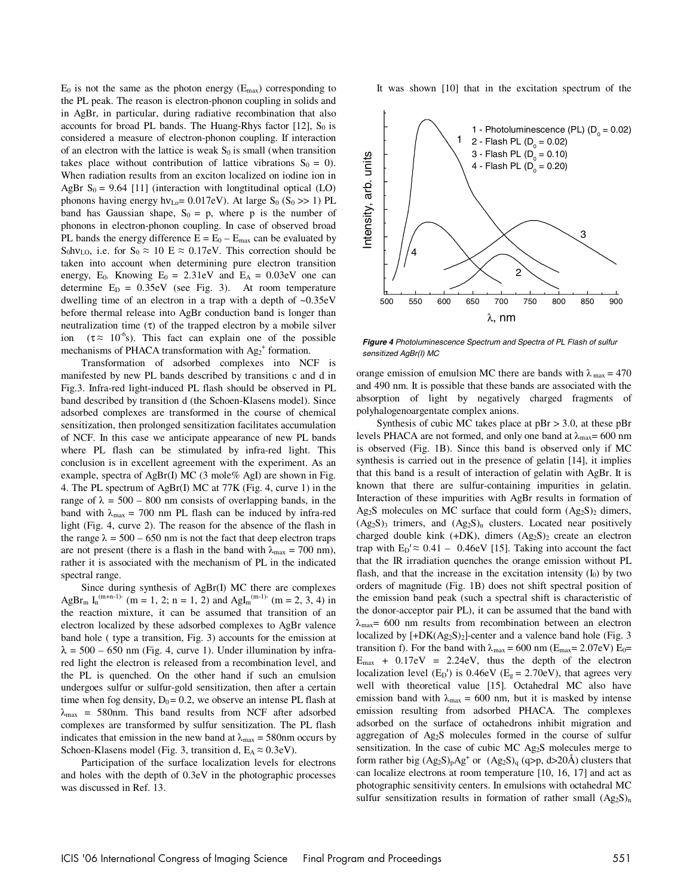$E_0$ is not the same as the photon energy ($E_{max}$) corresponding to the PL peak. The reason is electron-phonon coupling in solids and in AgBr, in particular, during radiative recombination that also accounts for broad PL bands. The Huang-Rhys factor [12], $S_0$ is considered a measure of electron-phonon coupling. If interaction of an electron with the lattice is weak $S_0$ is small (when transition takes place without contribution of lattice vibrations $S_0 = 0$). When radiation results from an exciton localized on iodine ion in AgBr $S_0 = 9.64$ [11] (interaction with longtitudinal optical (LO) phonons having energy $h\nu_{Lo}= 0.017$eV). At large $S_0$ ($S_0 >> 1$) PL band has Gaussian shape, $S_0 = p$, where p is the number of phonons in electron-phonon coupling. In case of observed broad PL bands the energy difference $E = E_0 - E_{max}$ can be evaluated by $S_0h\nu_{LO}$, i.e. for $S_0 \approx 10$ $E \approx 0.17$eV. This correction should be taken into account when determining pure electron transition energy, $E_0$. Knowing $E_0 = 2.31$eV and $E_A = 0.03$eV one can determine $E_D = 0.35$eV (see Fig. 3). At room temperature dwelling time of an electron in a trap with a depth of ~0.35eV before thermal release into AgBr conduction band is longer than neutralization time ($\tau$) of the trapped electron by a mobile silver ion ($\tau \approx 10^{-6}$s). This fact can explain one of the possible mechanisms of PHACA transformation with $Ag_2^+$ formation.

Transformation of adsorbed complexes into NCF is manifested by new PL bands described by transitions c and d in Fig.3. Infra-red light-induced PL flash should be observed in PL band described by transition d (the Schoen-Klasens model). Since adsorbed complexes are transformed in the course of chemical sensitization, then prolonged sensitization facilitates accumulation of NCF. In this case we anticipate appearance of new PL bands where PL flash can be stimulated by infra-red light. This conclusion is in excellent agreement with the experiment. As an example, spectra of AgBr(I) MC (3 mole% AgI) are shown in Fig. 4. The PL spectrum of AgBr(I) MC at 77K (Fig. 4, curve 1) in the range of $\lambda = 500 - 800$ nm consists of overlapping bands, in the band with $\lambda_{max} = 700$ nm PL flash can be induced by infra-red light (Fig. 4, curve 2). The reason for the absence of the flash in the range $\lambda = 500 - 650$ nm is not the fact that deep electron traps are not present (there is a flash in the band with $\lambda_{max} = 700$ nm), rather it is associated with the mechanism of PL in the indicated spectral range.

Since during synthesis of AgBr(I) MC there are complexes $AgBr_m I_n^{(m+n-1)-}$ (m = 1, 2; n = 1, 2) and $AgI_m^{(m-1)-}$ (m = 2, 3, 4) in the reaction mixture, it can be assumed that transition of an electron localized by these adsorbed complexes to AgBr valence band hole ( type a transition, Fig. 3) accounts for the emission at $\lambda = 500 - 650$ nm (Fig. 4, curve 1). Under illumination by infra-red light the electron is released from a recombination level, and the PL is quenched. On the other hand if such an emulsion undergoes sulfur or sulfur-gold sensitization, then after a certain time when fog density, $D_0 = 0.2$, we observe an intense PL flash at $\lambda_{max} = 580$nm. This band results from NCF after adsorbed complexes are transformed by sulfur sensitization. The PL flash indicates that emission in the new band at $\lambda_{max} = 580$nm occurs by Schoen-Klasens model (Fig. 3, transition d, $E_A \approx 0.3$eV).

Participation of the surface localization levels for electrons and holes with the depth of 0.3eV in the photographic processes was discussed in Ref. 13.

It was shown [10] that in the excitation spectrum of the

*Figure 4 Photoluminescence Spectrum and Spectra of PL Flash of sulfur sensitized AgBr(I) MC*

orange emission of emulsion MC there are bands with $\lambda_{max} = 470$ and 490 nm. It is possible that these bands are associated with the absorption of light by negatively charged fragments of polyhalogenoargentate complex anions.

Synthesis of cubic MC takes place at pBr > 3.0, at these pBr levels PHACA are not formed, and only one band at $\lambda_{max}= 600$ nm is observed (Fig. 1B). Since this band is observed only if MC synthesis is carried out in the presence of gelatin [14], it implies that this band is a result of interaction of gelatin with AgBr. It is known that there are sulfur-containing impurities in gelatin. Interaction of these impurities with AgBr results in formation of $Ag_2S$ molecules on MC surface that could form $(Ag_2S)_2$ dimers, $(Ag_2S)_3$ trimers, and $(Ag_2S)_n$ clusters. Located near positively charged double kink (+DK), dimers $(Ag_2S)_2$ create an electron trap with $E_D' \approx 0.41 - 0.46$eV [15]. Taking into account the fact that the IR irradiation quenches the orange emission without PL flash, and that the increase in the excitation intensity ($I_0$) by two orders of magnitude (Fig. 1B) does not shift spectral position of the emission band peak (such a spectral shift is characteristic of the donor-acceptor pair PL), it can be assumed that the band with $\lambda_{max}= 600$ nm results from recombination between an electron localized by $[+DK(Ag_2S)_2]$-center and a valence band hole (Fig. 3 transition f). For the band with $\lambda_{max} = 600$ nm ($E_{max}= 2.07$eV) $E_0 = E_{max} + 0.17\text{eV} = 2.24$eV, thus the depth of the electron localization level ($E_D'$) is 0.46eV ($E_g = 2.70$eV), that agrees very well with theoretical value [15]. Octahedral MC also have emission band with $\lambda_{max} = 600$ nm, but it is masked by intense emission resulting from adsorbed PHACA. The complexes adsorbed on the surface of octahedrons inhibit migration and aggregation of $Ag_2S$ molecules formed in the course of sulfur sensitization. In the case of cubic MC $Ag_2S$ molecules merge to form rather big $(Ag_2S)_pAg^+$ or $(Ag_2S)_q$ (q>p, d>20Å) clusters that can localize electrons at room temperature [10, 16, 17] and act as photographic sensitivity centers. In emulsions with octahedral MC sulfur sensitization results in formation of rather small $(Ag_2S)_n$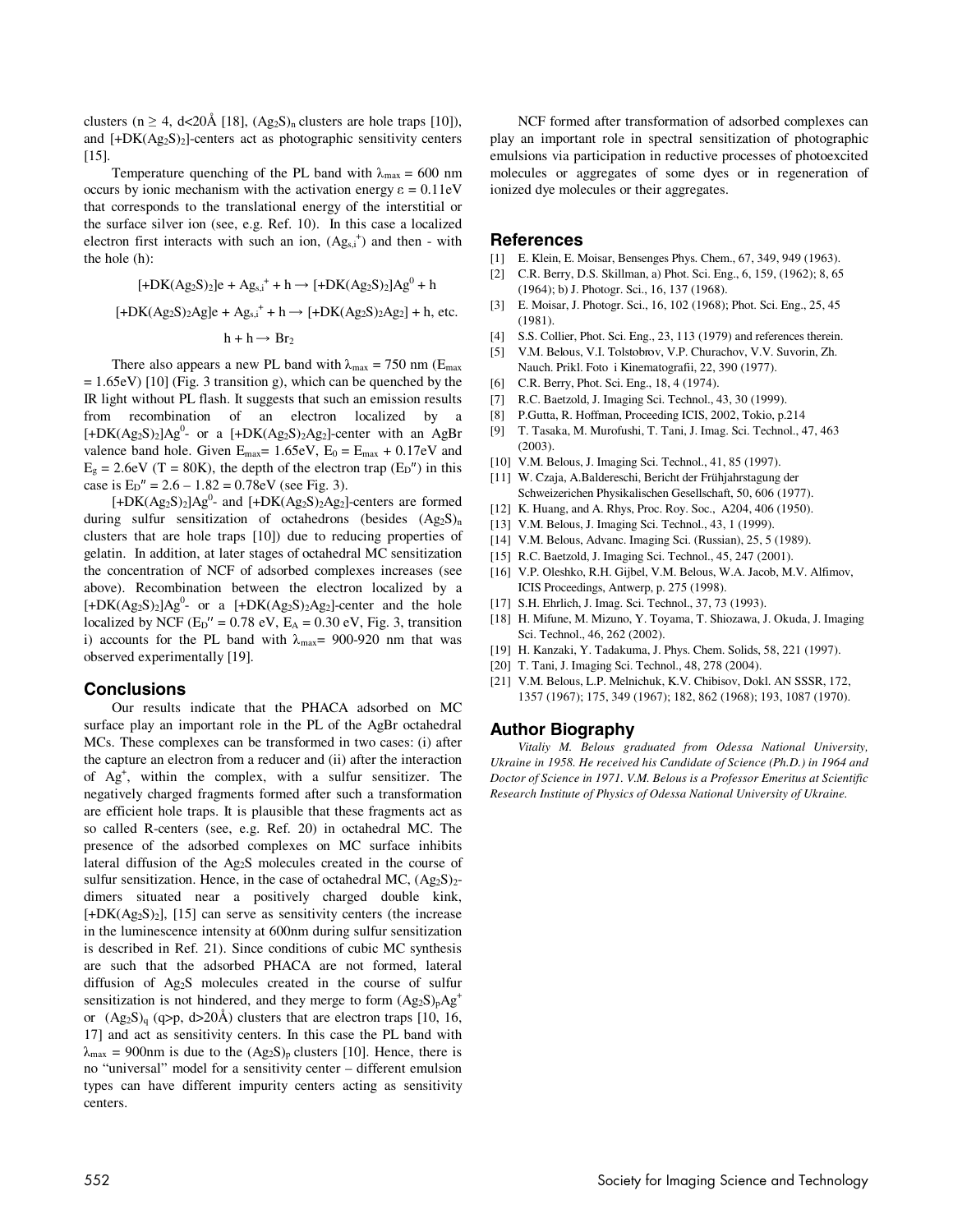clusters ($n \geq 4$, d<20Å [18], $(Ag_2S)_n$ clusters are hole traps [10]), and $[+DK(Ag_2S)_2]$-centers act as photographic sensitivity centers [15].

Temperature quenching of the PL band with $\lambda_{max} = 600$ nm occurs by ionic mechanism with the activation energy $\varepsilon = 0.11$eV that corresponds to the translational energy of the interstitial or the surface silver ion (see, e.g. Ref. 10). In this case a localized electron first interacts with such an ion, $(Ag_{s,i}^+)$ and then - with the hole (h):

$$[+DK(Ag_2S)_2]e + Ag_{s,i}^+ + h \rightarrow [+DK(Ag_2S)_2]Ag^0 + h$$

$$[+DK(Ag_2S)_2Ag]e + Ag_{s,i}^+ + h \rightarrow [+DK(Ag_2S)_2Ag_2] + h, \text{ etc.}$$

$$h + h \rightarrow Br_2$$

There also appears a new PL band with $\lambda_{max} = 750$ nm ($E_{max} = 1.65$eV) [10] (Fig. 3 transition g), which can be quenched by the IR light without PL flash. It suggests that such an emission results from recombination of an electron localized by a $[+DK(Ag_2S)_2]Ag^0$- or a $[+DK(Ag_2S)_2Ag_2]$-center with an AgBr valence band hole. Given $E_{max}$= 1.65eV, $E_0 = E_{max} + 0.17$eV and $E_g = 2.6$eV (T = 80K), the depth of the electron trap ($E_D''$) in this case is $E_D'' = 2.6 - 1.82 = 0.78$eV (see Fig. 3).

$[+DK(Ag_2S)_2]Ag^0$- and $[+DK(Ag_2S)_2Ag_2]$-centers are formed during sulfur sensitization of octahedrons (besides $(Ag_2S)_n$ clusters that are hole traps [10]) due to reducing properties of gelatin. In addition, at later stages of octahedral MC sensitization the concentration of NCF of adsorbed complexes increases (see above). Recombination between the electron localized by a $[+DK(Ag_2S)_2]Ag^0$- or a $[+DK(Ag_2S)_2Ag_2]$-center and the hole localized by NCF ($E_D'' = 0.78$ eV, $E_A = 0.30$ eV, Fig. 3, transition i) accounts for the PL band with $\lambda_{max}$= 900-920 nm that was observed experimentally [19].

## Conclusions

Our results indicate that the PHACA adsorbed on MC surface play an important role in the PL of the AgBr octahedral MCs. These complexes can be transformed in two cases: (i) after the capture an electron from a reducer and (ii) after the interaction of $Ag^+$, within the complex, with a sulfur sensitizer. The negatively charged fragments formed after such a transformation are efficient hole traps. It is plausible that these fragments act as so called R-centers (see, e.g. Ref. 20) in octahedral MC. The presence of the adsorbed complexes on MC surface inhibits lateral diffusion of the $Ag_2S$ molecules created in the course of sulfur sensitization. Hence, in the case of octahedral MC, $(Ag_2S)_2$-dimers situated near a positively charged double kink, $[+DK(Ag_2S)_2]$, [15] can serve as sensitivity centers (the increase in the luminescence intensity at 600nm during sulfur sensitization is described in Ref. 21). Since conditions of cubic MC synthesis are such that the adsorbed PHACA are not formed, lateral diffusion of $Ag_2S$ molecules created in the course of sulfur sensitization is not hindered, and they merge to form $(Ag_2S)_pAg^+$ or $(Ag_2S)_q$ (q>p, d>20Å) clusters that are electron traps [10, 16, 17] and act as sensitivity centers. In this case the PL band with $\lambda_{max} = 900$nm is due to the $(Ag_2S)_p$ clusters [10]. Hence, there is no "universal" model for a sensitivity center – different emulsion types can have different impurity centers acting as sensitivity centers.

NCF formed after transformation of adsorbed complexes can play an important role in spectral sensitization of photographic emulsions via participation in reductive processes of photoexcited molecules or aggregates of some dyes or in regeneration of ionized dye molecules or their aggregates.

## References

[1] E. Klein, E. Moisar, Bensenges Phys. Chem., 67, 349, 949 (1963).
[2] C.R. Berry, D.S. Skillman, a) Phot. Sci. Eng., 6, 159, (1962); 8, 65 (1964); b) J. Photogr. Sci., 16, 137 (1968).
[3] E. Moisar, J. Photogr. Sci., 16, 102 (1968); Phot. Sci. Eng., 25, 45 (1981).
[4] S.S. Collier, Phot. Sci. Eng., 23, 113 (1979) and references therein.
[5] V.M. Belous, V.I. Tolstobrov, V.P. Churachov, V.V. Suvorin, Zh. Nauch. Prikl. Foto i Kinematografii, 22, 390 (1977).
[6] C.R. Berry, Phot. Sci. Eng., 18, 4 (1974).
[7] R.C. Baetzold, J. Imaging Sci. Technol., 43, 30 (1999).
[8] P.Gutta, R. Hoffman, Proceeding ICIS, 2002, Tokio, p.214
[9] T. Tasaka, M. Murofushi, T. Tani, J. Imag. Sci. Technol., 47, 463 (2003).
[10] V.M. Belous, J. Imaging Sci. Technol., 41, 85 (1997).
[11] W. Czaja, A.Baldereschi, Bericht der Frühjahrstagung der Schweizerichen Physikalischen Gesellschaft, 50, 606 (1977).
[12] K. Huang, and A. Rhys, Proc. Roy. Soc., A204, 406 (1950).
[13] V.M. Belous, J. Imaging Sci. Technol., 43, 1 (1999).
[14] V.M. Belous, Advanc. Imaging Sci. (Russian), 25, 5 (1989).
[15] R.C. Baetzold, J. Imaging Sci. Technol., 45, 247 (2001).
[16] V.P. Oleshko, R.H. Gijbel, V.M. Belous, W.A. Jacob, M.V. Alfimov, ICIS Proceedings, Antwerp, p. 275 (1998).
[17] S.H. Ehrlich, J. Imag. Sci. Technol., 37, 73 (1993).
[18] H. Mifune, M. Mizuno, Y. Toyama, T. Shiozawa, J. Okuda, J. Imaging Sci. Technol., 46, 262 (2002).
[19] H. Kanzaki, Y. Tadakuma, J. Phys. Chem. Solids, 58, 221 (1997).
[20] T. Tani, J. Imaging Sci. Technol., 48, 278 (2004).
[21] V.M. Belous, L.P. Melnichuk, K.V. Chibisov, Dokl. AN SSSR, 172, 1357 (1967); 175, 349 (1967); 182, 862 (1968); 193, 1087 (1970).

## Author Biography

*Vitaliy M. Belous graduated from Odessa National University, Ukraine in 1958. He received his Candidate of Science (Ph.D.) in 1964 and Doctor of Science in 1971. V.M. Belous is a Professor Emeritus at Scientific Research Institute of Physics of Odessa National University of Ukraine.*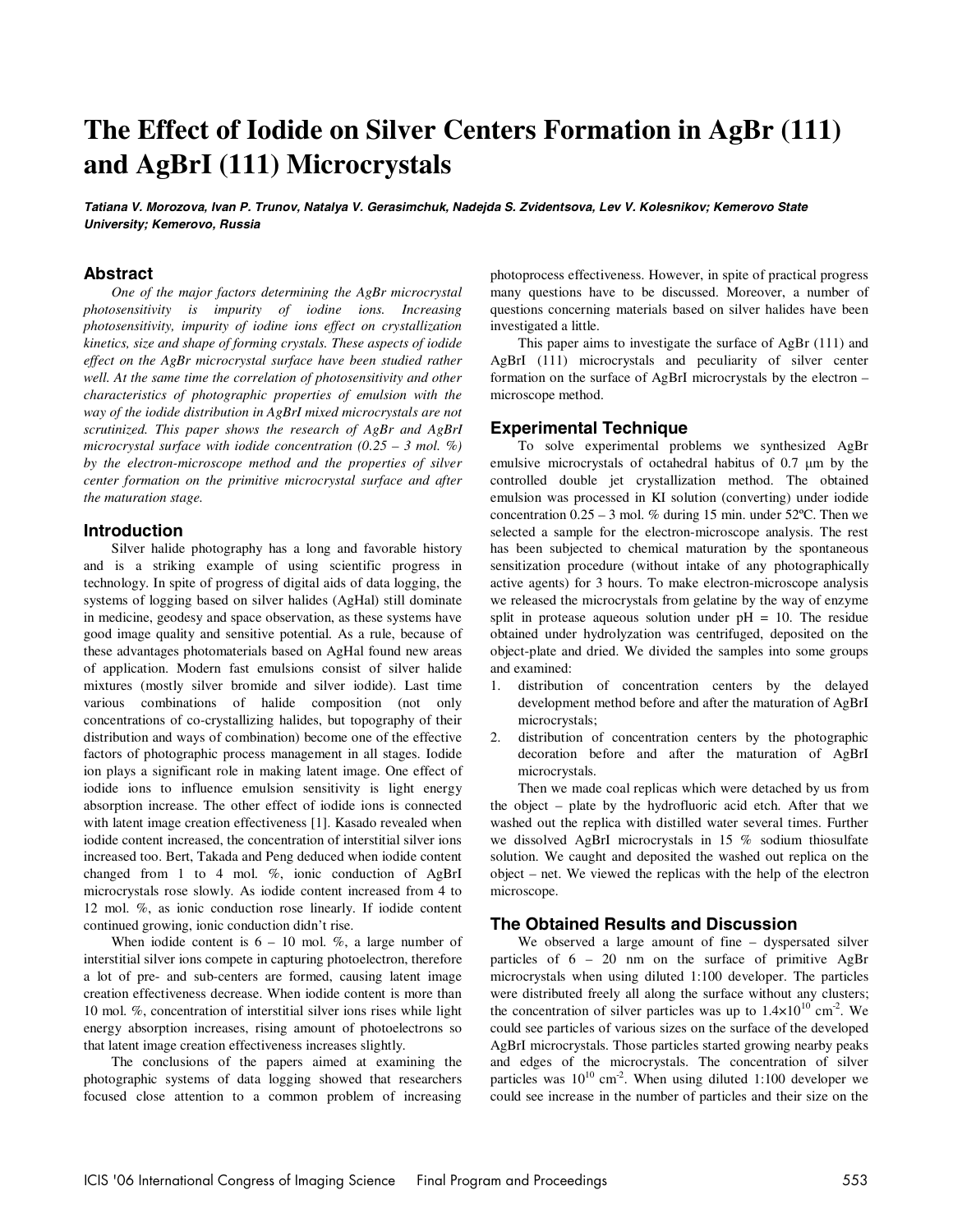# The Effect of Iodide on Silver Centers Formation in AgBr (111) and AgBrI (111) Microcrystals

***Tatiana V. Morozova, Ivan P. Trunov, Natalya V. Gerasimchuk, Nadejda S. Zvidentsova, Lev V. Kolesnikov; Kemerovo State University; Kemerovo, Russia***

## Abstract

*One of the major factors determining the AgBr microcrystal photosensitivity is impurity of iodine ions. Increasing photosensitivity, impurity of iodine ions effect on crystallization kinetics, size and shape of forming crystals. These aspects of iodide effect on the AgBr microcrystal surface have been studied rather well. At the same time the correlation of photosensitivity and other characteristics of photographic properties of emulsion with the way of the iodide distribution in AgBrI mixed microcrystals are not scrutinized. This paper shows the research of AgBr and AgBrI microcrystal surface with iodide concentration (0.25 – 3 mol. %) by the electron-microscope method and the properties of silver center formation on the primitive microcrystal surface and after the maturation stage.*

## Introduction

Silver halide photography has a long and favorable history and is a striking example of using scientific progress in technology. In spite of progress of digital aids of data logging, the systems of logging based on silver halides (AgHal) still dominate in medicine, geodesy and space observation, as these systems have good image quality and sensitive potential. As a rule, because of these advantages photomaterials based on AgHal found new areas of application. Modern fast emulsions consist of silver halide mixtures (mostly silver bromide and silver iodide). Last time various combinations of halide composition (not only concentrations of co-crystallizing halides, but topography of their distribution and ways of combination) become one of the effective factors of photographic process management in all stages. Iodide ion plays a significant role in making latent image. One effect of iodide ions to influence emulsion sensitivity is light energy absorption increase. The other effect of iodide ions is connected with latent image creation effectiveness [1]. Kasado revealed when iodide content increased, the concentration of interstitial silver ions increased too. Bert, Takada and Peng deduced when iodide content changed from 1 to 4 mol. %, ionic conduction of AgBrI microcrystals rose slowly. As iodide content increased from 4 to 12 mol. %, as ionic conduction rose linearly. If iodide content continued growing, ionic conduction didn't rise.

When iodide content is 6 – 10 mol. %, a large number of interstitial silver ions compete in capturing photoelectron, therefore a lot of pre- and sub-centers are formed, causing latent image creation effectiveness decrease. When iodide content is more than 10 mol. %, concentration of interstitial silver ions rises while light energy absorption increases, rising amount of photoelectrons so that latent image creation effectiveness increases slightly.

The conclusions of the papers aimed at examining the photographic systems of data logging showed that researchers focused close attention to a common problem of increasing photoprocess effectiveness. However, in spite of practical progress many questions have to be discussed. Moreover, a number of questions concerning materials based on silver halides have been investigated a little.

This paper aims to investigate the surface of AgBr (111) and AgBrI (111) microcrystals and peculiarity of silver center formation on the surface of AgBrI microcrystals by the electron – microscope method.

## Experimental Technique

To solve experimental problems we synthesized AgBr emulsive microcrystals of octahedral habitus of 0.7 μm by the controlled double jet crystallization method. The obtained emulsion was processed in KI solution (converting) under iodide concentration 0.25 – 3 mol. % during 15 min. under 52ºC. Then we selected a sample for the electron-microscope analysis. The rest has been subjected to chemical maturation by the spontaneous sensitization procedure (without intake of any photographically active agents) for 3 hours. To make electron-microscope analysis we released the microcrystals from gelatine by the way of enzyme split in protease aqueous solution under pH = 10. The residue obtained under hydrolyzation was centrifuged, deposited on the object-plate and dried. We divided the samples into some groups and examined:

1. distribution of concentration centers by the delayed development method before and after the maturation of AgBrI microcrystals;
2. distribution of concentration centers by the photographic decoration before and after the maturation of AgBrI microcrystals.

Then we made coal replicas which were detached by us from the object – plate by the hydrofluoric acid etch. After that we washed out the replica with distilled water several times. Further we dissolved AgBrI microcrystals in 15 % sodium thiosulfate solution. We caught and deposited the washed out replica on the object – net. We viewed the replicas with the help of the electron microscope.

## The Obtained Results and Discussion

We observed a large amount of fine – dyspersated silver particles of 6 – 20 nm on the surface of primitive AgBr microcrystals when using diluted 1:100 developer. The particles were distributed freely all along the surface without any clusters; the concentration of silver particles was up to $1.4 \times 10^{10}$ cm$^{-2}$. We could see particles of various sizes on the surface of the developed AgBrI microcrystals. Those particles started growing nearby peaks and edges of the microcrystals. The concentration of silver particles was $10^{10}$ cm$^{-2}$. When using diluted 1:100 developer we could see increase in the number of particles and their size on the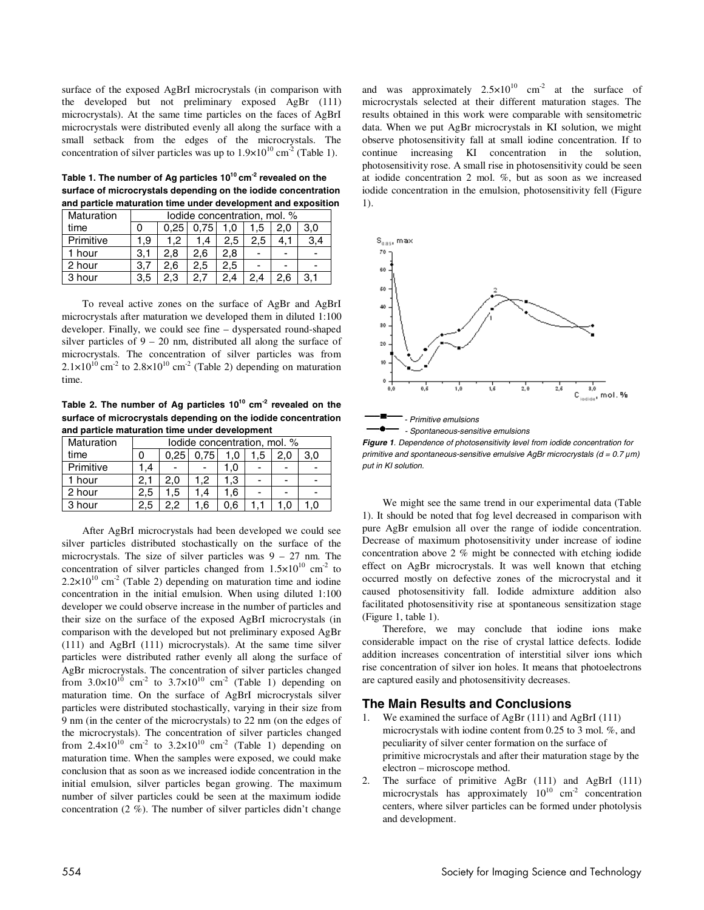surface of the exposed AgBrI microcrystals (in comparison with the developed but not preliminary exposed AgBr (111) microcrystals). At the same time particles on the faces of AgBrI microcrystals were distributed evenly all along the surface with a small setback from the edges of the microcrystals. The concentration of silver particles was up to $1.9\times10^{10}$ cm$^{-2}$ (Table 1).

**Table 1. The number of Ag particles $10^{10}$ cm$^{-2}$ revealed on the surface of microcrystals depending on the iodide concentration and particle maturation time under development and exposition**

| Maturation time | Iodide concentration, mol. % | | | | | | |
|---|---|---|---|---|---|---|---|
| | 0 | 0,25 | 0,75 | 1,0 | 1,5 | 2,0 | 3,0 |
| Primitive | 1,9 | 1,2 | 1,4 | 2,5 | 2,5 | 4,1 | 3,4 |
| 1 hour | 3,1 | 2,8 | 2,6 | 2,8 | - | - | - |
| 2 hour | 3,7 | 2,6 | 2,5 | 2,5 | - | - | - |
| 3 hour | 3,5 | 2,3 | 2,7 | 2,4 | 2,4 | 2,6 | 3,1 |

To reveal active zones on the surface of AgBr and AgBrI microcrystals after maturation we developed them in diluted 1:100 developer. Finally, we could see fine – dyspersated round-shaped silver particles of 9 – 20 nm, distributed all along the surface of microcrystals. The concentration of silver particles was from $2.1\times10^{10}$ cm$^{-2}$ to $2.8\times10^{10}$ cm$^{-2}$ (Table 2) depending on maturation time.

**Table 2. The number of Ag particles $10^{10}$ cm$^{-2}$ revealed on the surface of microcrystals depending on the iodide concentration and particle maturation time under development**

| Maturation time | Iodide concentration, mol. % | | | | | | |
|---|---|---|---|---|---|---|---|
| | 0 | 0,25 | 0,75 | 1,0 | 1,5 | 2,0 | 3,0 |
| Primitive | 1,4 | - | - | 1,0 | - | - | - |
| 1 hour | 2,1 | 2,0 | 1,2 | 1,3 | - | - | - |
| 2 hour | 2,5 | 1,5 | 1,4 | 1,6 | - | - | - |
| 3 hour | 2,5 | 2,2 | 1,6 | 0,6 | 1,1 | 1,0 | 1,0 |

After AgBrI microcrystals had been developed we could see silver particles distributed stochastically on the surface of the microcrystals. The size of silver particles was 9 – 27 nm. The concentration of silver particles changed from $1.5\times10^{10}$ cm$^{-2}$ to $2.2\times10^{10}$ cm$^{-2}$ (Table 2) depending on maturation time and iodine concentration in the initial emulsion. When using diluted 1:100 developer we could observe increase in the number of particles and their size on the surface of the exposed AgBrI microcrystals (in comparison with the developed but not preliminary exposed AgBr (111) and AgBrI (111) microcrystals). At the same time silver particles were distributed rather evenly all along the surface of AgBr microcrystals. The concentration of silver particles changed from $3.0\times10^{10}$ cm$^{-2}$ to $3.7\times10^{10}$ cm$^{-2}$ (Table 1) depending on maturation time. On the surface of AgBrI microcrystals silver particles were distributed stochastically, varying in their size from 9 nm (in the center of the microcrystals) to 22 nm (on the edges of the microcrystals). The concentration of silver particles changed from $2.4\times10^{10}$ cm$^{-2}$ to $3.2\times10^{10}$ cm$^{-2}$ (Table 1) depending on maturation time. When the samples were exposed, we could make conclusion that as soon as we increased iodide concentration in the initial emulsion, silver particles began growing. The maximum number of silver particles could be seen at the maximum iodide concentration (2 %). The number of silver particles didn't change and was approximately $2.5\times10^{10}$ cm$^{-2}$ at the surface of microcrystals selected at their different maturation stages. The results obtained in this work were comparable with sensitometric data. When we put AgBr microcrystals in KI solution, we might observe photosensitivity fall at small iodine concentration. If to continue increasing KI concentration in the solution, photosensitivity rose. A small rise in photosensitivity could be seen at iodide concentration 2 mol. %, but as soon as we increased iodide concentration in the emulsion, photosensitivity fell (Figure 1).

—■— - Primitive emulsions
—●— - Spontaneous-sensitive emulsions

***Figure 1**. Dependence of photosensitivity level from iodide concentration for primitive and spontaneous-sensitive emulsive AgBr microcrystals (d = 0.7 µm) put in KI solution.*

We might see the same trend in our experimental data (Table 1). It should be noted that fog level decreased in comparison with pure AgBr emulsion all over the range of iodide concentration. Decrease of maximum photosensitivity under increase of iodine concentration above 2 % might be connected with etching iodide effect on AgBr microcrystals. It was well known that etching occurred mostly on defective zones of the microcrystal and it caused photosensitivity fall. Iodide admixture addition also facilitated photosensitivity rise at spontaneous sensitization stage (Figure 1, table 1).

Therefore, we may conclude that iodine ions make considerable impact on the rise of crystal lattice defects. Iodide addition increases concentration of interstitial silver ions which rise concentration of silver ion holes. It means that photoelectrons are captured easily and photosensitivity decreases.

## The Main Results and Conclusions

1. We examined the surface of AgBr (111) and AgBrI (111) microcrystals with iodine content from 0.25 to 3 mol. %, and peculiarity of silver center formation on the surface of primitive microcrystals and after their maturation stage by the electron – microscope method.
2. The surface of primitive AgBr (111) and AgBrI (111) microcrystals has approximately $10^{10}$ cm$^{-2}$ concentration centers, where silver particles can be formed under photolysis and development.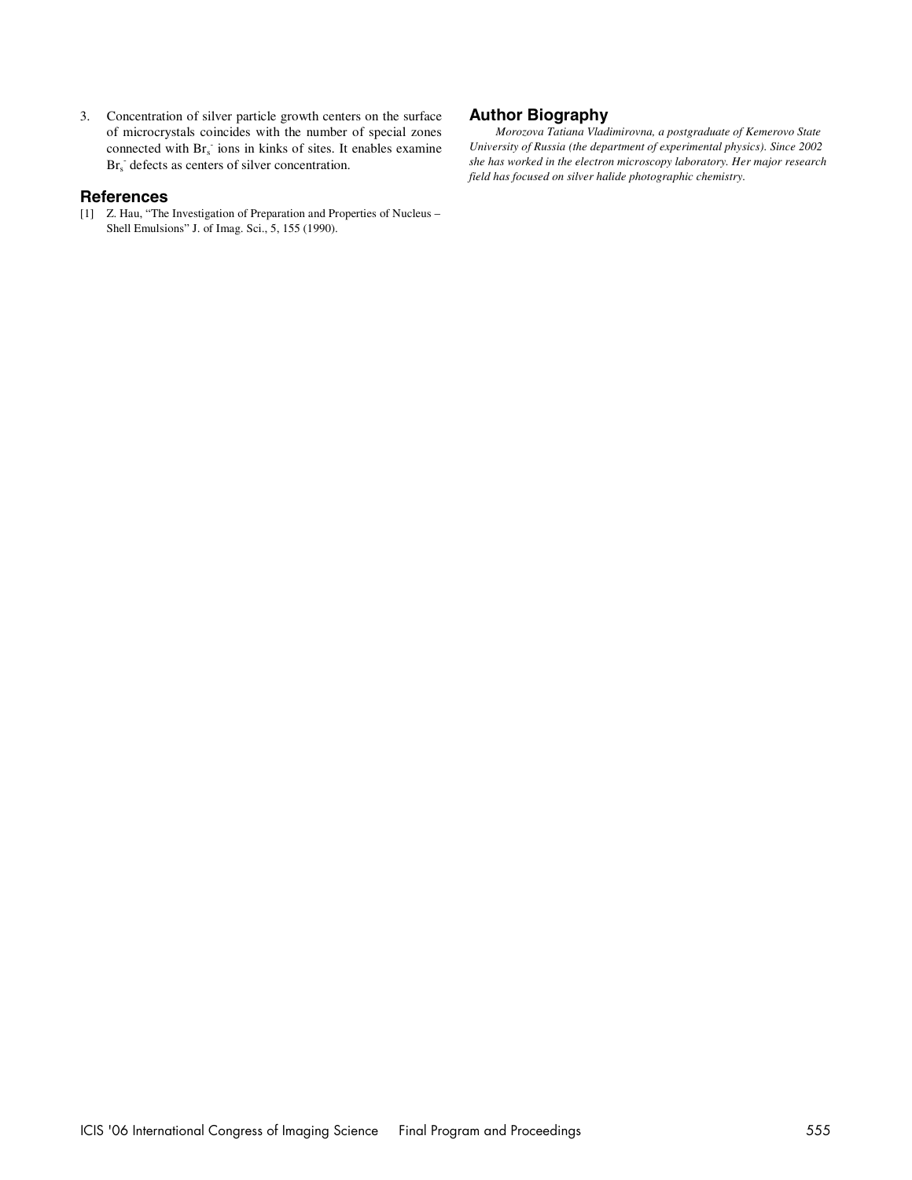3. Concentration of silver particle growth centers on the surface of microcrystals coincides with the number of special zones connected with $Br_s^-$ ions in kinks of sites. It enables examine $Br_s^-$ defects as centers of silver concentration.

## References

[1] Z. Hau, "The Investigation of Preparation and Properties of Nucleus – Shell Emulsions" J. of Imag. Sci., 5, 155 (1990).

## Author Biography

*Morozova Tatiana Vladimirovna, a postgraduate of Kemerovo State University of Russia (the department of experimental physics). Since 2002 she has worked in the electron microscopy laboratory. Her major research field has focused on silver halide photographic chemistry.*